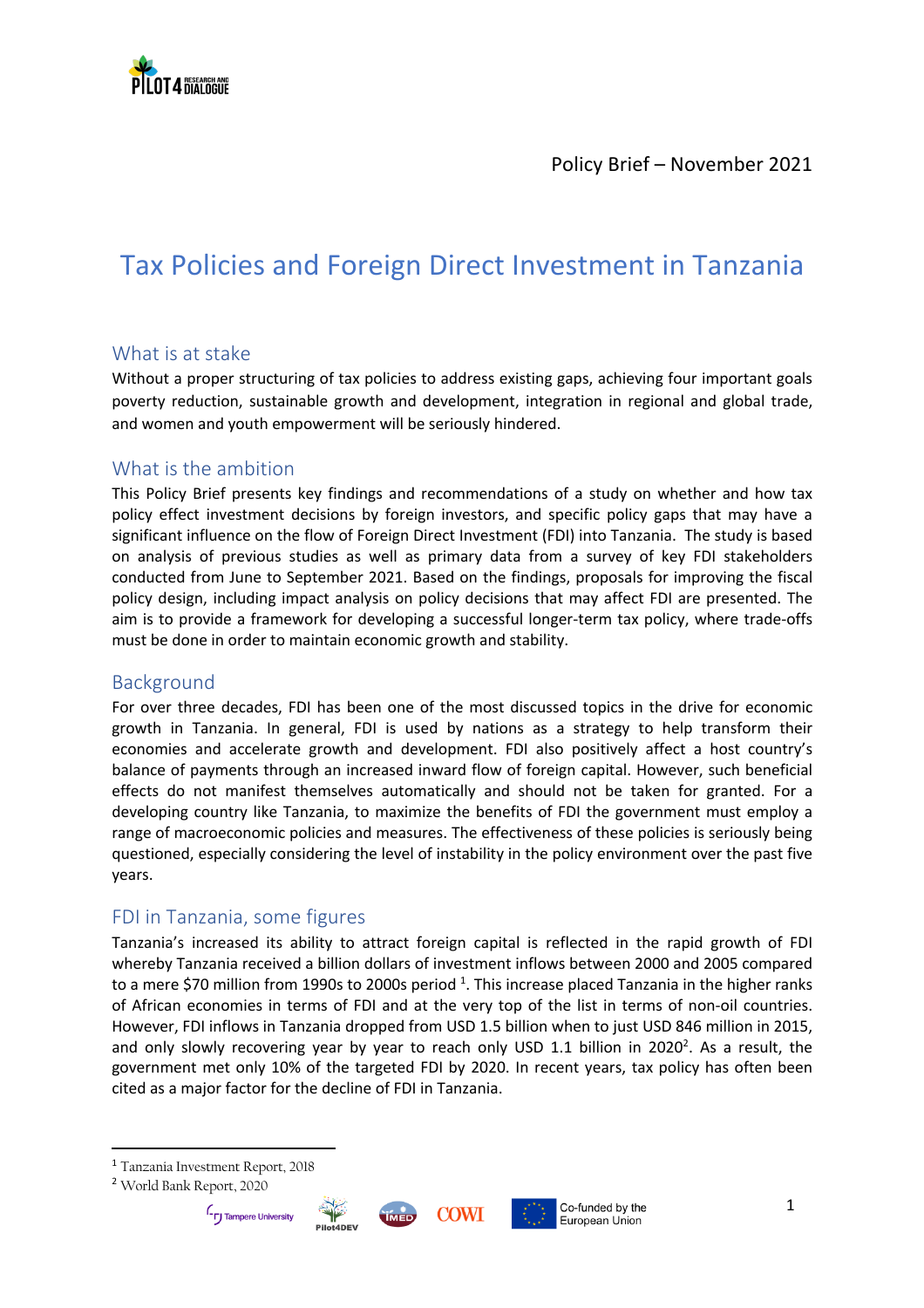Policy Brief – November 2021

# Tax Policies and Foreign Direct Investment in Tanzania

## What is at stake

Without a proper structuring of tax policies to address existing gaps, achieving four important goals poverty reduction, sustainable growth and development, integration in regional and global trade, and women and youth empowerment will be seriously hindered.

## What is the ambition

This Policy Brief presents key findings and recommendations of a study on whether and how tax policy effect investment decisions by foreign investors, and specific policy gaps that may have a significant influence on the flow of Foreign Direct Investment (FDI) into Tanzania. The study is based on analysis of previous studies as well as primary data from a survey of key FDI stakeholders conducted from June to September 2021. Based on the findings, proposals for improving the fiscal policy design, including impact analysis on policy decisions that may affect FDI are presented. The aim is to provide a framework for developing a successful longer-term tax policy, where trade-offs must be done in order to maintain economic growth and stability.

## Background

For over three decades, FDI has been one of the most discussed topics in the drive for economic growth in Tanzania. In general, FDI is used by nations as a strategy to help transform their economies and accelerate growth and development. FDI also positively affect a host country's balance of payments through an increased inward flow of foreign capital. However, such beneficial effects do not manifest themselves automatically and should not be taken for granted. For a developing country like Tanzania, to maximize the benefits of FDI the government must employ a range of macroeconomic policies and measures. The effectiveness of these policies is seriously being questioned, especially considering the level of instability in the policy environment over the past five years.

## FDI in Tanzania, some figures

Tanzania's increased its ability to attract foreign capital is reflected in the rapid growth of FDI whereby Tanzania received a billion dollars of investment inflows between 2000 and 2005 compared to a mere $70 million from 1990s to 2000s period [1]. This increase placed Tanzania in the higher ranks of African economies in terms of FDI and at the very top of the list in terms of non-oil countries. However, FDI inflows in Tanzania dropped from USD 1.5 billion when to just USD 846 million in 2015, and only slowly recovering year by year to reach only USD 1.1 billion in 2020[2]. As a result, the government met only 10% of the targeted FDI by 2020. In recent years, tax policy has often been cited as a major factor for the decline of FDI in Tanzania.

[1] Tanzania Investment Report, 2018

[2] World Bank Report, 2020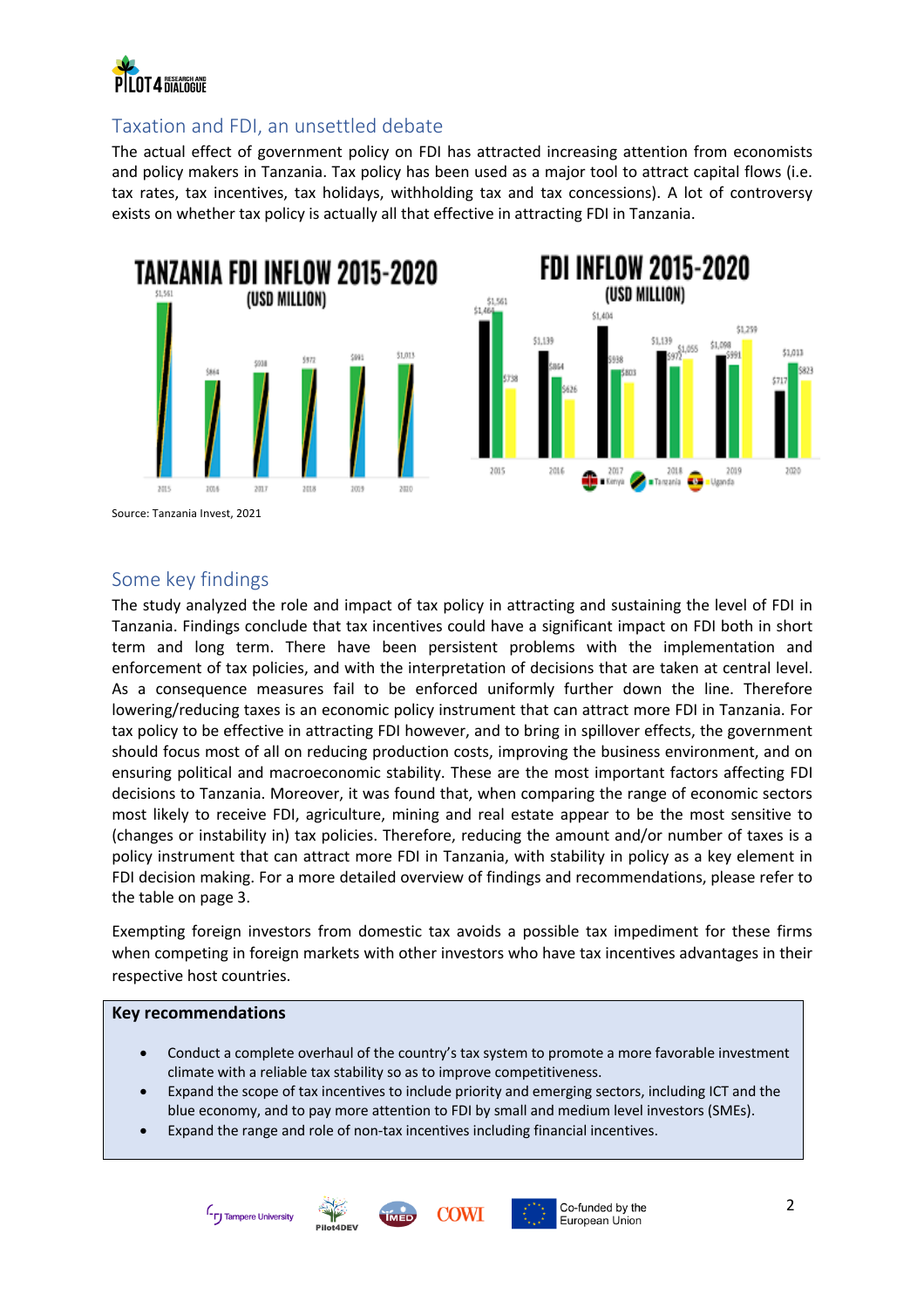## Taxation and FDI, an unsettled debate

The actual effect of government policy on FDI has attracted increasing attention from economists and policy makers in Tanzania. Tax policy has been used as a major tool to attract capital flows (i.e. tax rates, tax incentives, tax holidays, withholding tax and tax concessions). A lot of controversy exists on whether tax policy is actually all that effective in attracting FDI in Tanzania.

Source: Tanzania Invest, 2021

## Some key findings

The study analyzed the role and impact of tax policy in attracting and sustaining the level of FDI in Tanzania. Findings conclude that tax incentives could have a significant impact on FDI both in short term and long term. There have been persistent problems with the implementation and enforcement of tax policies, and with the interpretation of decisions that are taken at central level. As a consequence measures fail to be enforced uniformly further down the line. Therefore lowering/reducing taxes is an economic policy instrument that can attract more FDI in Tanzania. For tax policy to be effective in attracting FDI however, and to bring in spillover effects, the government should focus most of all on reducing production costs, improving the business environment, and on ensuring political and macroeconomic stability. These are the most important factors affecting FDI decisions to Tanzania. Moreover, it was found that, when comparing the range of economic sectors most likely to receive FDI, agriculture, mining and real estate appear to be the most sensitive to (changes or instability in) tax policies. Therefore, reducing the amount and/or number of taxes is a policy instrument that can attract more FDI in Tanzania, with stability in policy as a key element in FDI decision making. For a more detailed overview of findings and recommendations, please refer to the table on page 3.

Exempting foreign investors from domestic tax avoids a possible tax impediment for these firms when competing in foreign markets with other investors who have tax incentives advantages in their respective host countries.

**Key recommendations**

- Conduct a complete overhaul of the country's tax system to promote a more favorable investment climate with a reliable tax stability so as to improve competitiveness.
- Expand the scope of tax incentives to include priority and emerging sectors, including ICT and the blue economy, and to pay more attention to FDI by small and medium level investors (SMEs).
- Expand the range and role of non-tax incentives including financial incentives.

Co-funded by the European Union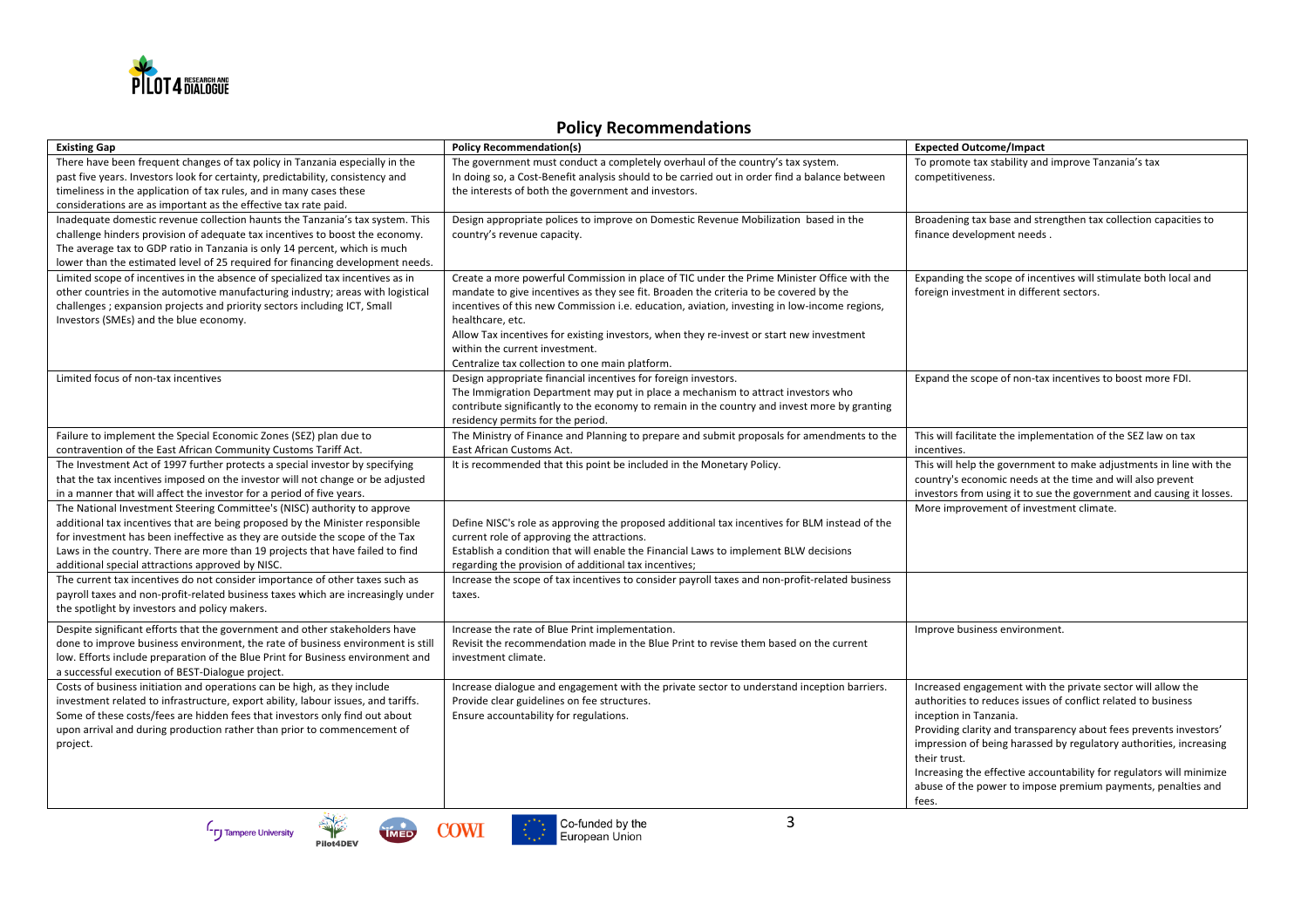## Policy Recommendations

| Existing Gap | Policy Recommendation(s) | Expected Outcome/Impact |
|---|---|---|
| There have been frequent changes of tax policy in Tanzania especially in the past five years. Investors look for certainty, predictability, consistency and timeliness in the application of tax rules, and in many cases these considerations are as important as the effective tax rate paid. | The government must conduct a completely overhaul of the country's tax system. In doing so, a Cost-Benefit analysis should to be carried out in order find a balance between the interests of both the government and investors. | To promote tax stability and improve Tanzania's tax competitiveness. |
| Inadequate domestic revenue collection haunts the Tanzania's tax system. This challenge hinders provision of adequate tax incentives to boost the economy. The average tax to GDP ratio in Tanzania is only 14 percent, which is much lower than the estimated level of 25 required for financing development needs. | Design appropriate polices to improve on Domestic Revenue Mobilization based in the country's revenue capacity. | Broadening tax base and strengthen tax collection capacities to finance development needs . |
| Limited scope of incentives in the absence of specialized tax incentives as in other countries in the automotive manufacturing industry; areas with logistical challenges ; expansion projects and priority sectors including ICT, Small Investors (SMEs) and the blue economy. | Create a more powerful Commission in place of TIC under the Prime Minister Office with the mandate to give incentives as they see fit. Broaden the criteria to be covered by the incentives of this new Commission i.e. education, aviation, investing in low-income regions, healthcare, etc.<br>Allow Tax incentives for existing investors, when they re-invest or start new investment within the current investment.<br>Centralize tax collection to one main platform. | Expanding the scope of incentives will stimulate both local and foreign investment in different sectors. |
| Limited focus of non-tax incentives | Design appropriate financial incentives for foreign investors.<br>The Immigration Department may put in place a mechanism to attract investors who contribute significantly to the economy to remain in the country and invest more by granting residency permits for the period. | Expand the scope of non-tax incentives to boost more FDI. |
| Failure to implement the Special Economic Zones (SEZ) plan due to contravention of the East African Community Customs Tariff Act. | The Ministry of Finance and Planning to prepare and submit proposals for amendments to the East African Customs Act. | This will facilitate the implementation of the SEZ law on tax incentives. |
| The Investment Act of 1997 further protects a special investor by specifying that the tax incentives imposed on the investor will not change or be adjusted in a manner that will affect the investor for a period of five years. | It is recommended that this point be included in the Monetary Policy. | This will help the government to make adjustments in line with the country's economic needs at the time and will also prevent investors from using it to sue the government and causing it losses. |
| The National Investment Steering Committee's (NISC) authority to approve additional tax incentives that are being proposed by the Minister responsible for investment has been ineffective as they are outside the scope of the Tax Laws in the country. There are more than 19 projects that have failed to find additional special attractions approved by NISC. | Define NISC's role as approving the proposed additional tax incentives for BLM instead of the current role of approving the attractions.<br>Establish a condition that will enable the Financial Laws to implement BLW decisions regarding the provision of additional tax incentives; | More improvement of investment climate. |
| The current tax incentives do not consider importance of other taxes such as payroll taxes and non-profit-related business taxes which are increasingly under the spotlight by investors and policy makers. | Increase the scope of tax incentives to consider payroll taxes and non-profit-related business taxes. | |
| Despite significant efforts that the government and other stakeholders have done to improve business environment, the rate of business environment is still low. Efforts include preparation of the Blue Print for Business environment and a successful execution of BEST-Dialogue project. | Increase the rate of Blue Print implementation.<br>Revisit the recommendation made in the Blue Print to revise them based on the current investment climate. | Improve business environment. |
| Costs of business initiation and operations can be high, as they include investment related to infrastructure, export ability, labour issues, and tariffs. Some of these costs/fees are hidden fees that investors only find out about upon arrival and during production rather than prior to commencement of project. | Increase dialogue and engagement with the private sector to understand inception barriers.<br>Provide clear guidelines on fee structures.<br>Ensure accountability for regulations. | Increased engagement with the private sector will allow the authorities to reduces issues of conflict related to business inception in Tanzania.<br>Providing clarity and transparency about fees prevents investors' impression of being harassed by regulatory authorities, increasing their trust.<br>Increasing the effective accountability for regulators will minimize abuse of the power to impose premium payments, penalties and fees. |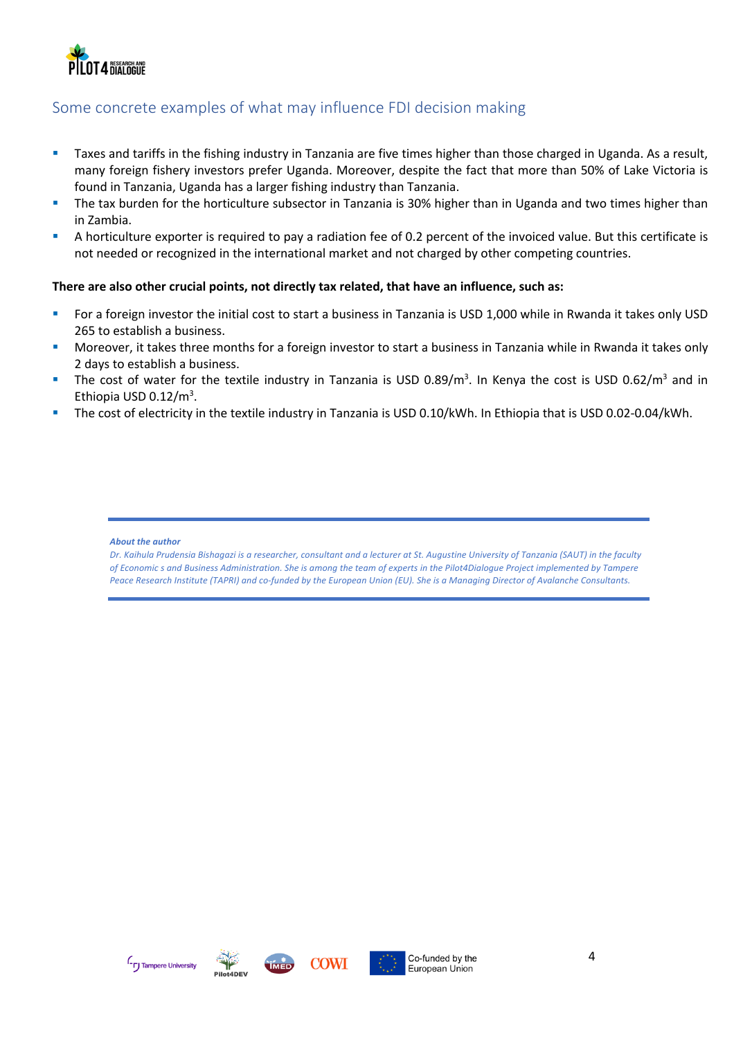## Some concrete examples of what may influence FDI decision making

- Taxes and tariffs in the fishing industry in Tanzania are five times higher than those charged in Uganda. As a result, many foreign fishery investors prefer Uganda. Moreover, despite the fact that more than 50% of Lake Victoria is found in Tanzania, Uganda has a larger fishing industry than Tanzania.
- The tax burden for the horticulture subsector in Tanzania is 30% higher than in Uganda and two times higher than in Zambia.
- A horticulture exporter is required to pay a radiation fee of 0.2 percent of the invoiced value. But this certificate is not needed or recognized in the international market and not charged by other competing countries.

**There are also other crucial points, not directly tax related, that have an influence, such as:**

- For a foreign investor the initial cost to start a business in Tanzania is USD 1,000 while in Rwanda it takes only USD 265 to establish a business.
- Moreover, it takes three months for a foreign investor to start a business in Tanzania while in Rwanda it takes only 2 days to establish a business.
- The cost of water for the textile industry in Tanzania is USD 0.89/m$^3$. In Kenya the cost is USD 0.62/m$^3$ and in Ethiopia USD 0.12/m$^3$.
- The cost of electricity in the textile industry in Tanzania is USD 0.10/kWh. In Ethiopia that is USD 0.02-0.04/kWh.

***About the author***

*Dr. Kaihula Prudensia Bishagazi is a researcher, consultant and a lecturer at St. Augustine University of Tanzania (SAUT) in the faculty of Economic s and Business Administration. She is among the team of experts in the Pilot4Dialogue Project implemented by Tampere Peace Research Institute (TAPRI) and co-funded by the European Union (EU). She is a Managing Director of Avalanche Consultants.*